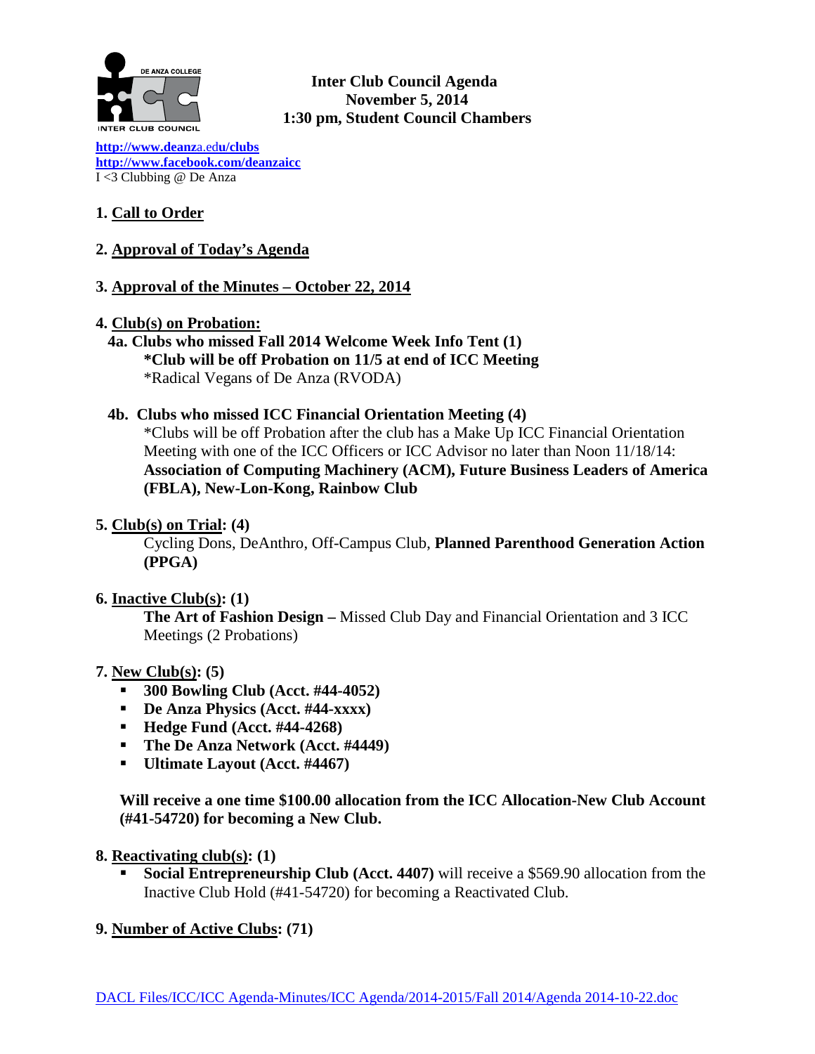**Inter Club Council Agenda**
**November 5, 2014**
**1:30 pm, Student Council Chambers**

http://www.deanza.edu/clubs
http://www.facebook.com/deanzaicc
I <3 Clubbing @ De Anza

**1. Call to Order**

**2. Approval of Today's Agenda**

**3. Approval of the Minutes – October 22, 2014**

**4. Club(s) on Probation:**

**4a. Clubs who missed Fall 2014 Welcome Week Info Tent (1)**
**\*Club will be off Probation on 11/5 at end of ICC Meeting**
\*Radical Vegans of De Anza (RVODA)

**4b. Clubs who missed ICC Financial Orientation Meeting (4)**
\*Clubs will be off Probation after the club has a Make Up ICC Financial Orientation Meeting with one of the ICC Officers or ICC Advisor no later than Noon 11/18/14: **Association of Computing Machinery (ACM), Future Business Leaders of America (FBLA), New-Lon-Kong, Rainbow Club**

**5. Club(s) on Trial: (4)**
Cycling Dons, DeAnthro, Off-Campus Club, **Planned Parenthood Generation Action (PPGA)**

**6. Inactive Club(s): (1)**
**The Art of Fashion Design –** Missed Club Day and Financial Orientation and 3 ICC Meetings (2 Probations)

**7. New Club(s): (5)**

- **300 Bowling Club (Acct. #44-4052)**
- **De Anza Physics (Acct. #44-xxxx)**
- **Hedge Fund (Acct. #44-4268)**
- **The De Anza Network (Acct. #4449)**
- **Ultimate Layout (Acct. #4467)**

**Will receive a one time $100.00 allocation from the ICC Allocation-New Club Account (#41-54720) for becoming a New Club.**

**8. Reactivating club(s): (1)**

- **Social Entrepreneurship Club (Acct. 4407)** will receive a $569.90 allocation from the Inactive Club Hold (#41-54720) for becoming a Reactivated Club.

**9. Number of Active Clubs: (71)**

DACL Files/ICC/ICC Agenda-Minutes/ICC Agenda/2014-2015/Fall 2014/Agenda 2014-10-22.doc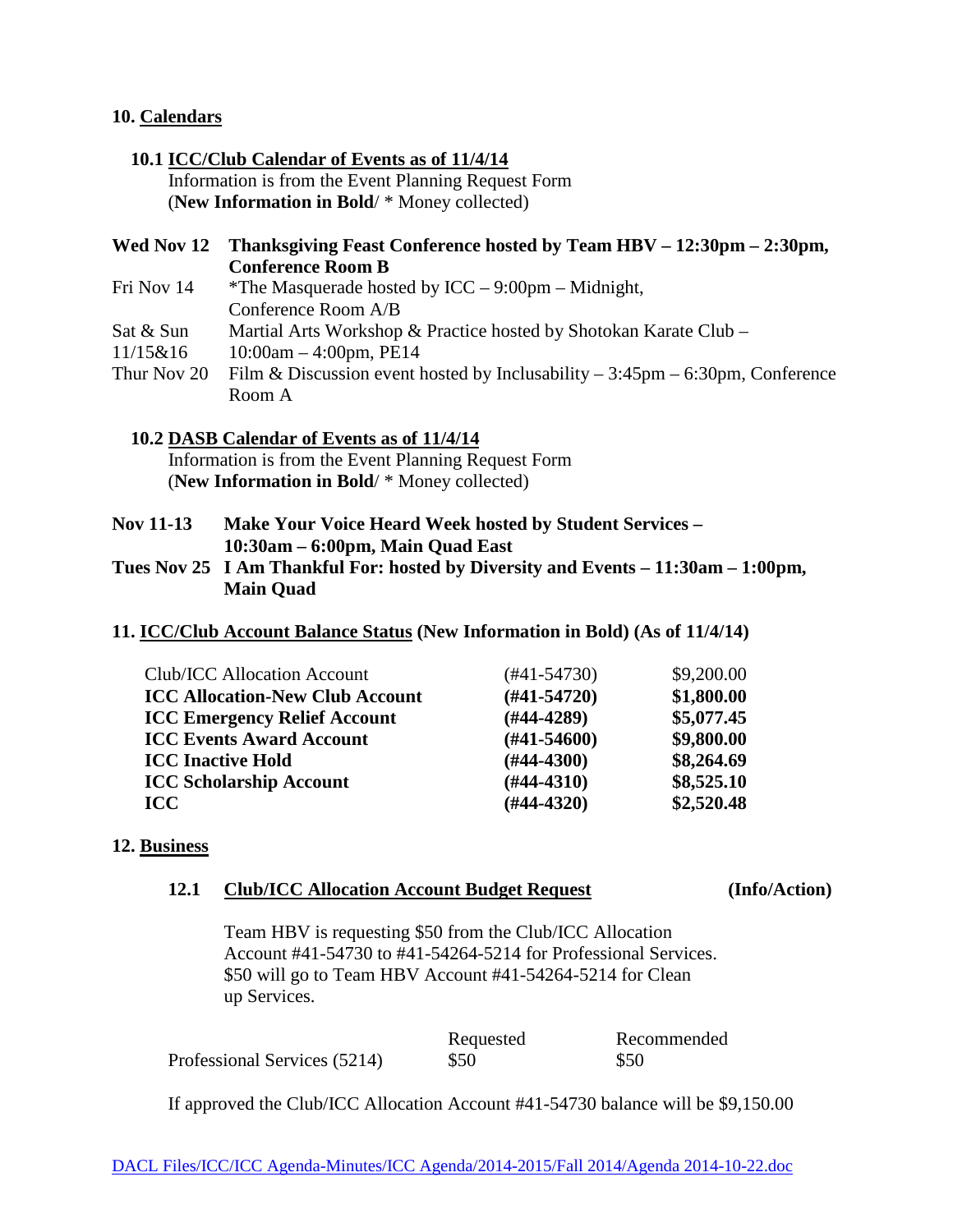## 10. Calendars

### 10.1 ICC/Club Calendar of Events as of 11/4/14

Information is from the Event Planning Request Form
(**New Information in Bold**/ * Money collected)

| | |
|---|---|
| **Wed Nov 12** | **Thanksgiving Feast Conference hosted by Team HBV – 12:30pm – 2:30pm, Conference Room B** |
| Fri Nov 14 | *The Masquerade hosted by ICC – 9:00pm – Midnight, Conference Room A/B |
| Sat & Sun 11/15&16 | Martial Arts Workshop & Practice hosted by Shotokan Karate Club – 10:00am – 4:00pm, PE14 |
| Thur Nov 20 | Film & Discussion event hosted by Inclusability – 3:45pm – 6:30pm, Conference Room A |

### 10.2 DASB Calendar of Events as of 11/4/14

Information is from the Event Planning Request Form
(**New Information in Bold**/ * Money collected)

| | |
|---|---|
| **Nov 11-13** | **Make Your Voice Heard Week hosted by Student Services – 10:30am – 6:00pm, Main Quad East** |
| **Tues Nov 25** | **I Am Thankful For: hosted by Diversity and Events – 11:30am – 1:00pm, Main Quad** |

## 11. ICC/Club Account Balance Status (New Information in Bold) (As of 11/4/14)

| | | |
|---|---|---|
| Club/ICC Allocation Account | (#41-54730) | $9,200.00 |
| **ICC Allocation-New Club Account** | **(#41-54720)** | **$1,800.00** |
| **ICC Emergency Relief Account** | **(#44-4289)** | **$5,077.45** |
| **ICC Events Award Account** | **(#41-54600)** | **$9,800.00** |
| **ICC Inactive Hold** | **(#44-4300)** | **$8,264.69** |
| **ICC Scholarship Account** | **(#44-4310)** | **$8,525.10** |
| **ICC** | **(#44-4320)** | **$2,520.48** |

## 12. Business

### 12.1 Club/ICC Allocation Account Budget Request (Info/Action)

Team HBV is requesting $50 from the Club/ICC Allocation Account #41-54730 to #41-54264-5214 for Professional Services. $50 will go to Team HBV Account #41-54264-5214 for Clean up Services.

| | Requested | Recommended |
|---|---|---|
| Professional Services (5214) | $50 | $50 |

If approved the Club/ICC Allocation Account #41-54730 balance will be $9,150.00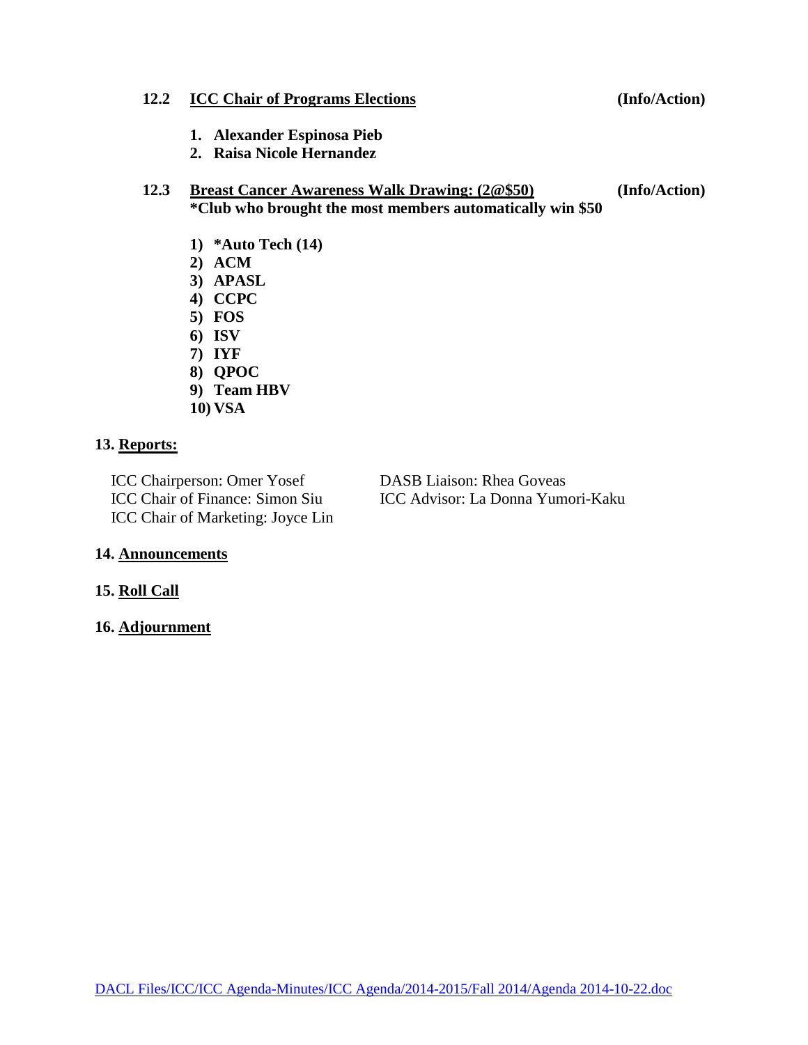### 12.2 ICC Chair of Programs Elections **(Info/Action)**

1. **Alexander Espinosa Pieb**
2. **Raisa Nicole Hernandez**

### 12.3 Breast Cancer Awareness Walk Drawing: (2@$50) **(Info/Action)**

**\*Club who brought the most members automatically win $50**

1) **\*Auto Tech (14)**
2) **ACM**
3) **APASL**
4) **CCPC**
5) **FOS**
6) **ISV**
7) **IYF**
8) **QPOC**
9) **Team HBV**
10) **VSA**

## 13. Reports:

ICC Chairperson: Omer Yosef
ICC Chair of Finance: Simon Siu
ICC Chair of Marketing: Joyce Lin
DASB Liaison: Rhea Goveas
ICC Advisor: La Donna Yumori-Kaku

## 14. Announcements

## 15. Roll Call

## 16. Adjournment

DACL Files/ICC/ICC Agenda-Minutes/ICC Agenda/2014-2015/Fall 2014/Agenda 2014-10-22.doc